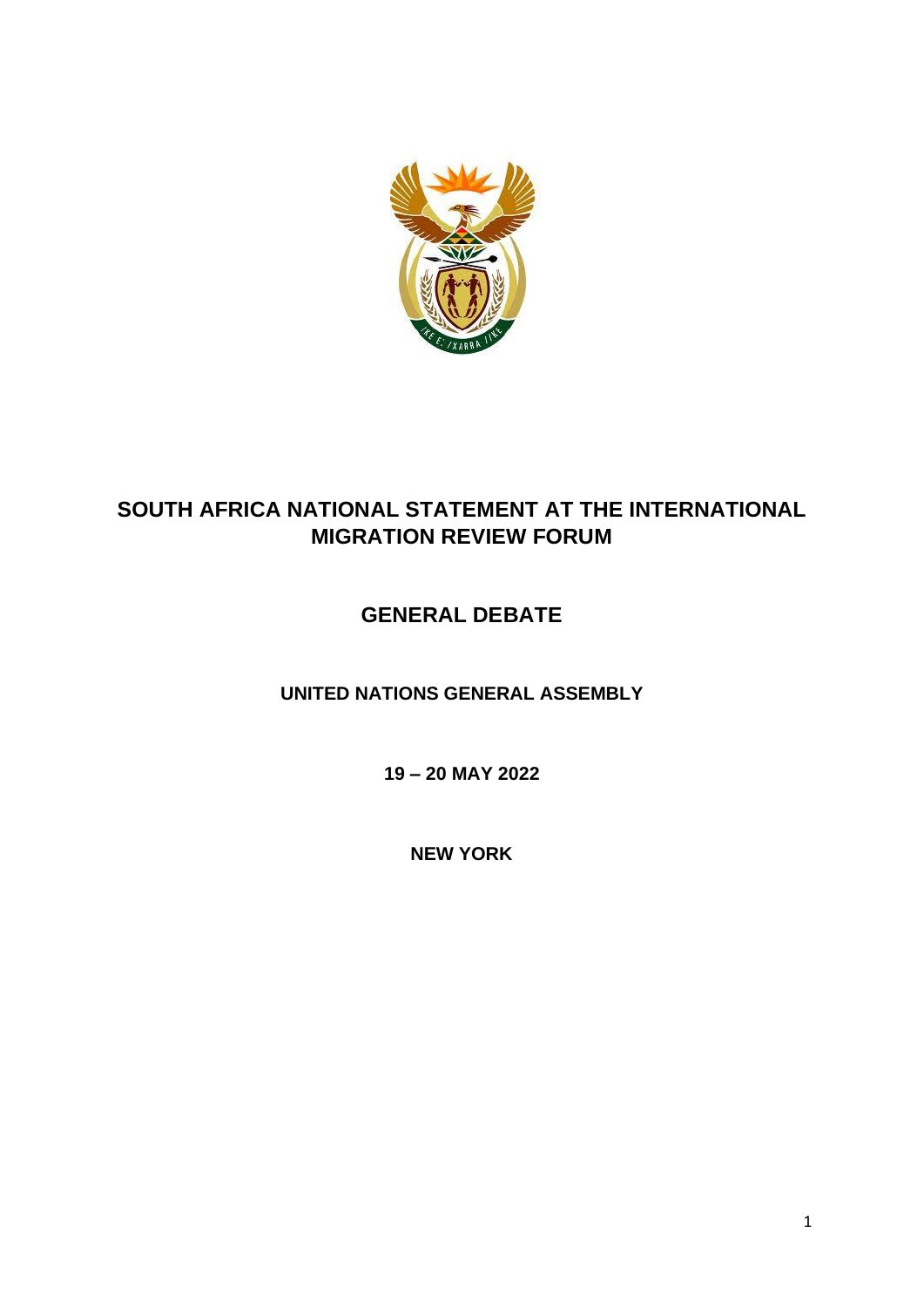# SOUTH AFRICA NATIONAL STATEMENT AT THE INTERNATIONAL MIGRATION REVIEW FORUM

## GENERAL DEBATE

### UNITED NATIONS GENERAL ASSEMBLY

**19 – 20 MAY 2022**

**NEW YORK**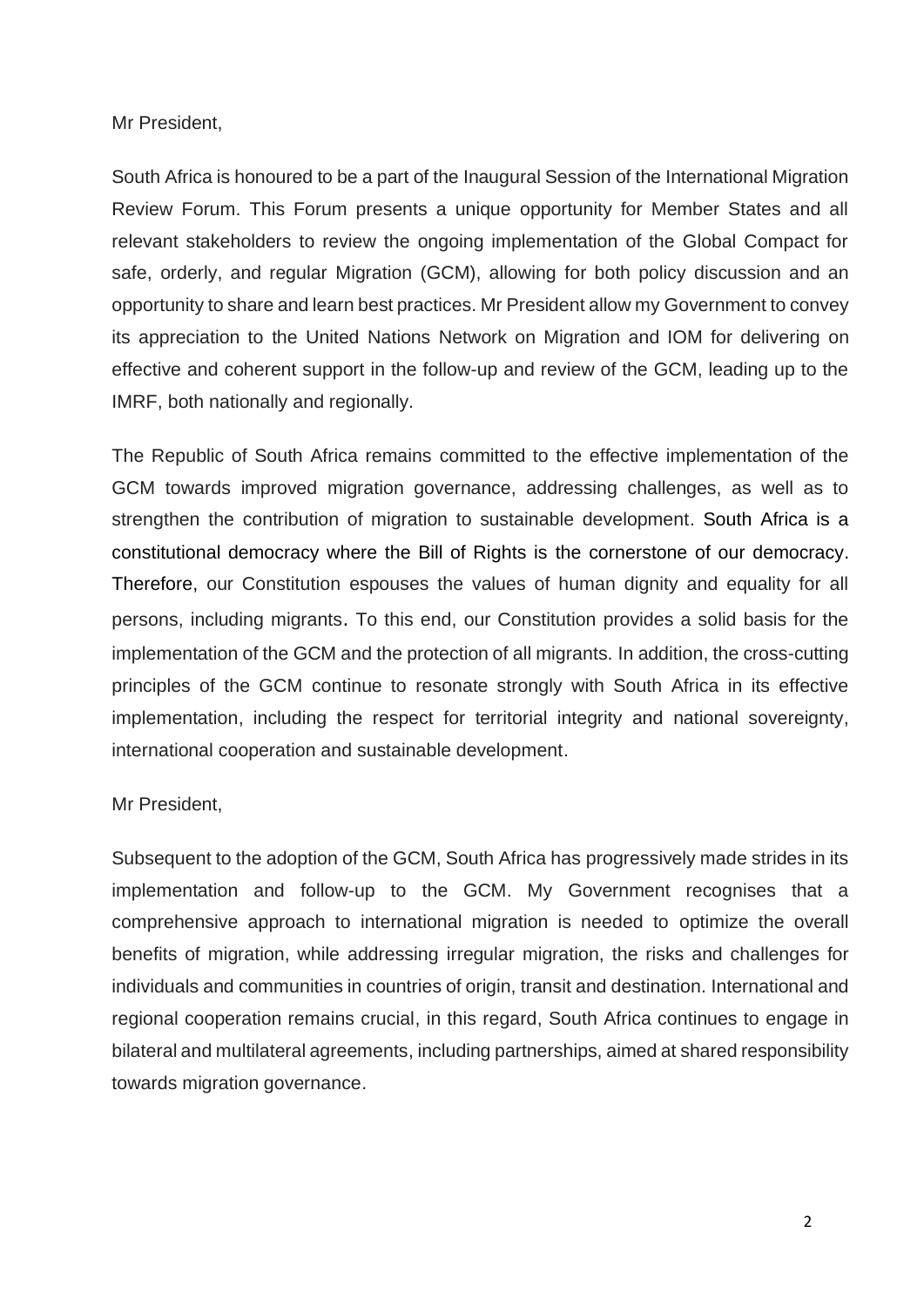Mr President,

South Africa is honoured to be a part of the Inaugural Session of the International Migration Review Forum. This Forum presents a unique opportunity for Member States and all relevant stakeholders to review the ongoing implementation of the Global Compact for safe, orderly, and regular Migration (GCM), allowing for both policy discussion and an opportunity to share and learn best practices. Mr President allow my Government to convey its appreciation to the United Nations Network on Migration and IOM for delivering on effective and coherent support in the follow-up and review of the GCM, leading up to the IMRF, both nationally and regionally.

The Republic of South Africa remains committed to the effective implementation of the GCM towards improved migration governance, addressing challenges, as well as to strengthen the contribution of migration to sustainable development. South Africa is a constitutional democracy where the Bill of Rights is the cornerstone of our democracy. Therefore, our Constitution espouses the values of human dignity and equality for all persons, including migrants. To this end, our Constitution provides a solid basis for the implementation of the GCM and the protection of all migrants. In addition, the cross-cutting principles of the GCM continue to resonate strongly with South Africa in its effective implementation, including the respect for territorial integrity and national sovereignty, international cooperation and sustainable development.

Mr President,

Subsequent to the adoption of the GCM, South Africa has progressively made strides in its implementation and follow-up to the GCM. My Government recognises that a comprehensive approach to international migration is needed to optimize the overall benefits of migration, while addressing irregular migration, the risks and challenges for individuals and communities in countries of origin, transit and destination. International and regional cooperation remains crucial, in this regard, South Africa continues to engage in bilateral and multilateral agreements, including partnerships, aimed at shared responsibility towards migration governance.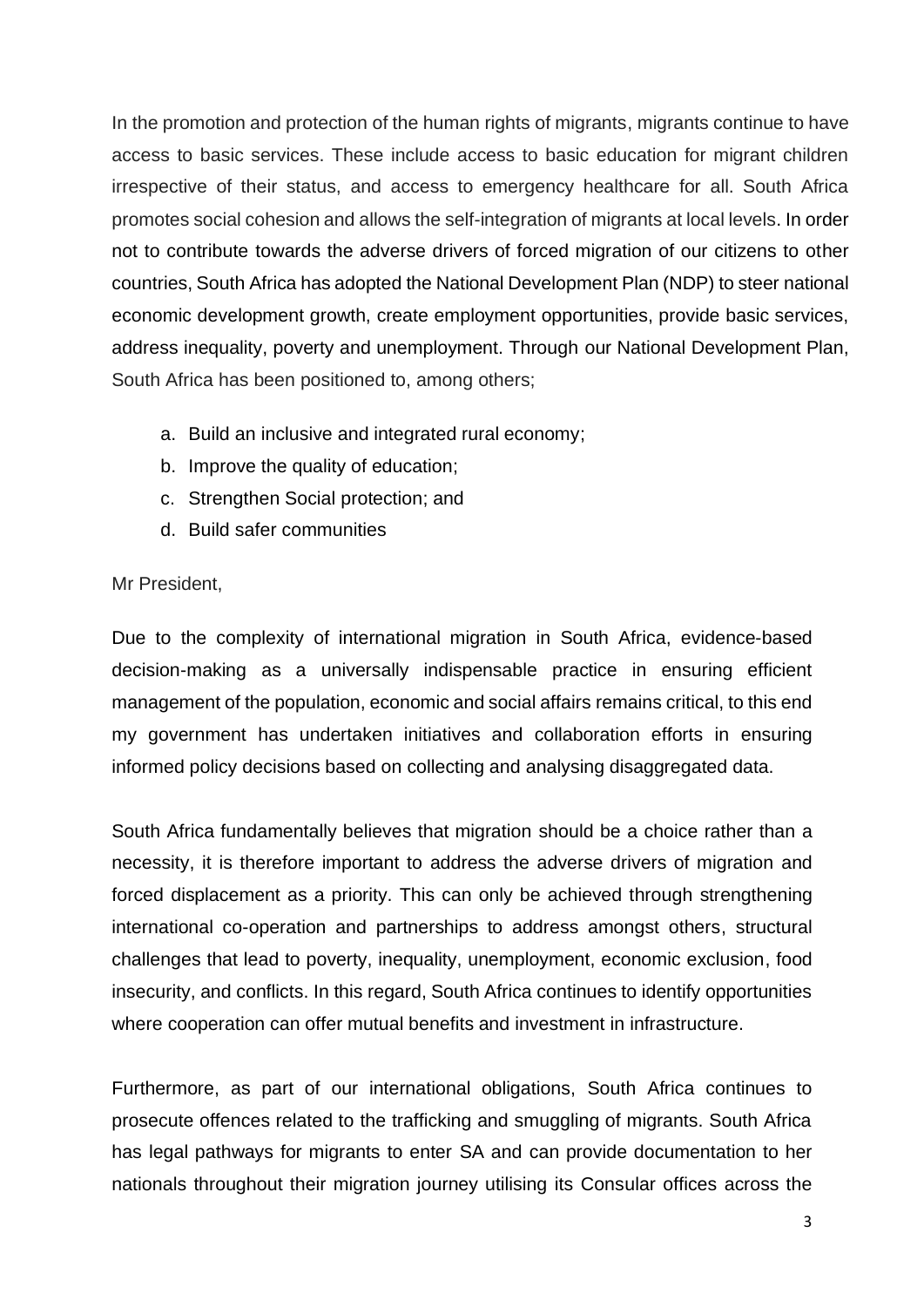In the promotion and protection of the human rights of migrants, migrants continue to have access to basic services. These include access to basic education for migrant children irrespective of their status, and access to emergency healthcare for all. South Africa promotes social cohesion and allows the self-integration of migrants at local levels. In order not to contribute towards the adverse drivers of forced migration of our citizens to other countries, South Africa has adopted the National Development Plan (NDP) to steer national economic development growth, create employment opportunities, provide basic services, address inequality, poverty and unemployment. Through our National Development Plan, South Africa has been positioned to, among others;

a. Build an inclusive and integrated rural economy;
b. Improve the quality of education;
c. Strengthen Social protection; and
d. Build safer communities

Mr President,

Due to the complexity of international migration in South Africa, evidence-based decision-making as a universally indispensable practice in ensuring efficient management of the population, economic and social affairs remains critical, to this end my government has undertaken initiatives and collaboration efforts in ensuring informed policy decisions based on collecting and analysing disaggregated data.

South Africa fundamentally believes that migration should be a choice rather than a necessity, it is therefore important to address the adverse drivers of migration and forced displacement as a priority. This can only be achieved through strengthening international co-operation and partnerships to address amongst others, structural challenges that lead to poverty, inequality, unemployment, economic exclusion, food insecurity, and conflicts. In this regard, South Africa continues to identify opportunities where cooperation can offer mutual benefits and investment in infrastructure.

Furthermore, as part of our international obligations, South Africa continues to prosecute offences related to the trafficking and smuggling of migrants. South Africa has legal pathways for migrants to enter SA and can provide documentation to her nationals throughout their migration journey utilising its Consular offices across the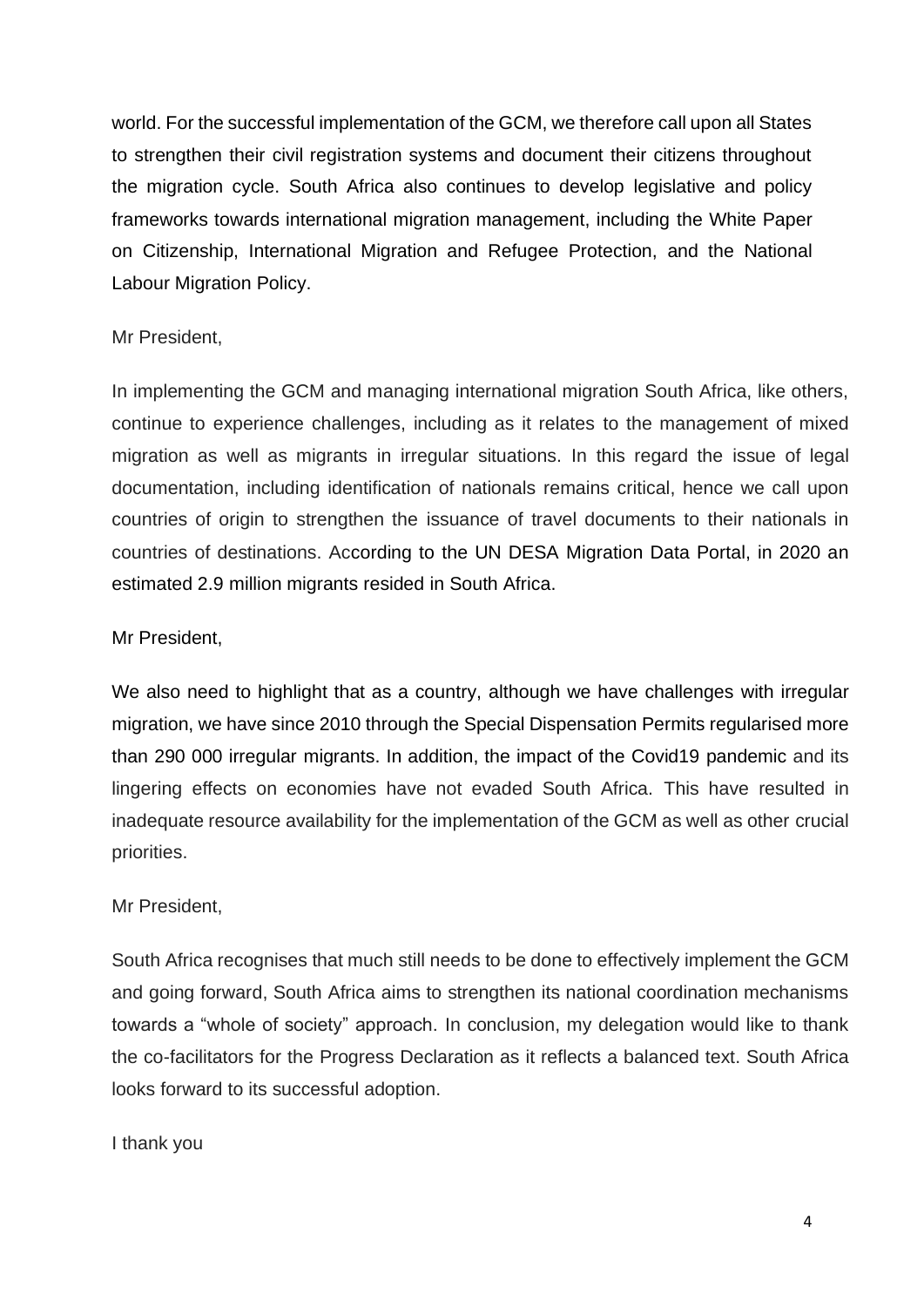world. For the successful implementation of the GCM, we therefore call upon all States to strengthen their civil registration systems and document their citizens throughout the migration cycle. South Africa also continues to develop legislative and policy frameworks towards international migration management, including the White Paper on Citizenship, International Migration and Refugee Protection, and the National Labour Migration Policy.

Mr President,

In implementing the GCM and managing international migration South Africa, like others, continue to experience challenges, including as it relates to the management of mixed migration as well as migrants in irregular situations. In this regard the issue of legal documentation, including identification of nationals remains critical, hence we call upon countries of origin to strengthen the issuance of travel documents to their nationals in countries of destinations. According to the UN DESA Migration Data Portal, in 2020 an estimated 2.9 million migrants resided in South Africa.

Mr President,

We also need to highlight that as a country, although we have challenges with irregular migration, we have since 2010 through the Special Dispensation Permits regularised more than 290 000 irregular migrants. In addition, the impact of the Covid19 pandemic and its lingering effects on economies have not evaded South Africa. This have resulted in inadequate resource availability for the implementation of the GCM as well as other crucial priorities.

Mr President,

South Africa recognises that much still needs to be done to effectively implement the GCM and going forward, South Africa aims to strengthen its national coordination mechanisms towards a "whole of society" approach. In conclusion, my delegation would like to thank the co-facilitators for the Progress Declaration as it reflects a balanced text. South Africa looks forward to its successful adoption.

I thank you